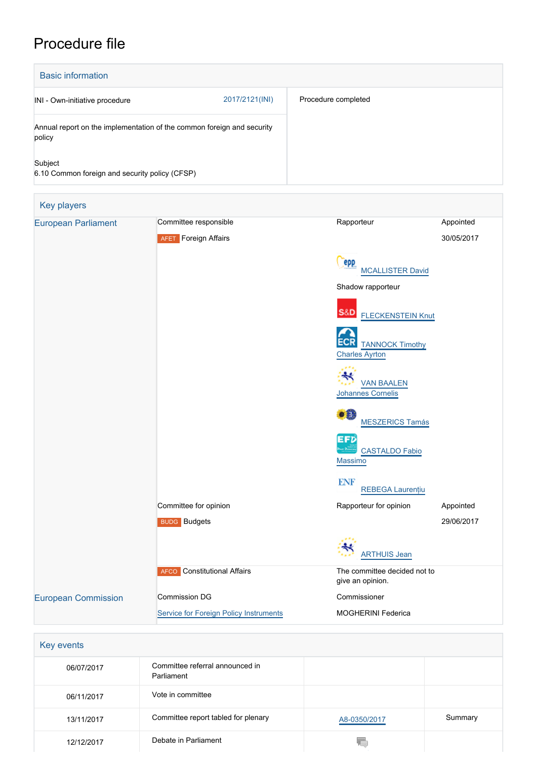# Procedure file

## Basic information

| | | |
|---|---|---|
| INI - Own-initiative procedure | 2017/2121(INI) | Procedure completed |
| Annual report on the implementation of the common foreign and security policy | | |
| Subject<br>6.10 Common foreign and security policy (CFSP) | | |

## Key players

| | | | |
|---|---|---|---|
| European Parliament | Committee responsible | Rapporteur | Appointed |
| | AFET Foreign Affairs | | 30/05/2017 |
| | | MCALLISTER David | |
| | | Shadow rapporteur | |
| | | FLECKENSTEIN Knut | |
| | | TANNOCK Timothy Charles Ayrton | |
| | | VAN BAALEN Johannes Cornelis | |
| | | MESZERICS Tamás | |
| | | CASTALDO Fabio Massimo | |
| | | REBEGA Laurențiu | |
| | Committee for opinion | Rapporteur for opinion | Appointed |
| | BUDG Budgets | | 29/06/2017 |
| | | ARTHUIS Jean | |
| | AFCO Constitutional Affairs | The committee decided not to give an opinion. | |
| European Commission | Commission DG | Commissioner | |
| | Service for Foreign Policy Instruments | MOGHERINI Federica | |

## Key events

| | | | |
|---|---|---|---|
| 06/07/2017 | Committee referral announced in Parliament | | |
| 06/11/2017 | Vote in committee | | |
| 13/11/2017 | Committee report tabled for plenary | A8-0350/2017 | Summary |
| 12/12/2017 | Debate in Parliament | | |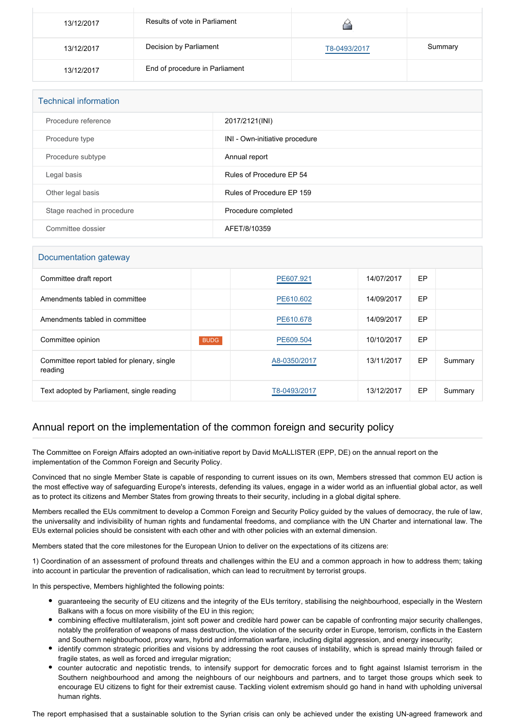| | | | |
|---|---|---|---|
| 13/12/2017 | Results of vote in Parliament | | |
| 13/12/2017 | Decision by Parliament | T8-0493/2017 | Summary |
| 13/12/2017 | End of procedure in Parliament | | |

## Technical information

| | |
|---|---|
| Procedure reference | 2017/2121(INI) |
| Procedure type | INI - Own-initiative procedure |
| Procedure subtype | Annual report |
| Legal basis | Rules of Procedure EP 54 |
| Other legal basis | Rules of Procedure EP 159 |
| Stage reached in procedure | Procedure completed |
| Committee dossier | AFET/8/10359 |

## Documentation gateway

| | | | | | |
|---|---|---|---|---|---|
| Committee draft report | | PE607.921 | 14/07/2017 | EP | |
| Amendments tabled in committee | | PE610.602 | 14/09/2017 | EP | |
| Amendments tabled in committee | | PE610.678 | 14/09/2017 | EP | |
| Committee opinion | BUDG | PE609.504 | 10/10/2017 | EP | |
| Committee report tabled for plenary, single reading | | A8-0350/2017 | 13/11/2017 | EP | Summary |
| Text adopted by Parliament, single reading | | T8-0493/2017 | 13/12/2017 | EP | Summary |

## Annual report on the implementation of the common foreign and security policy

The Committee on Foreign Affairs adopted an own-initiative report by David McALLISTER (EPP, DE) on the annual report on the implementation of the Common Foreign and Security Policy.

Convinced that no single Member State is capable of responding to current issues on its own, Members stressed that common EU action is the most effective way of safeguarding Europe's interests, defending its values, engage in a wider world as an influential global actor, as well as to protect its citizens and Member States from growing threats to their security, including in a global digital sphere.

Members recalled the EUs commitment to develop a Common Foreign and Security Policy guided by the values of democracy, the rule of law, the universality and indivisibility of human rights and fundamental freedoms, and compliance with the UN Charter and international law. The EUs external policies should be consistent with each other and with other policies with an external dimension.

Members stated that the core milestones for the European Union to deliver on the expectations of its citizens are:

1) Coordination of an assessment of profound threats and challenges within the EU and a common approach in how to address them; taking into account in particular the prevention of radicalisation, which can lead to recruitment by terrorist groups.

In this perspective, Members highlighted the following points:

- guaranteeing the security of EU citizens and the integrity of the EUs territory, stabilising the neighbourhood, especially in the Western Balkans with a focus on more visibility of the EU in this region;
- combining effective multilateralism, joint soft power and credible hard power can be capable of confronting major security challenges, notably the proliferation of weapons of mass destruction, the violation of the security order in Europe, terrorism, conflicts in the Eastern and Southern neighbourhood, proxy wars, hybrid and information warfare, including digital aggression, and energy insecurity;
- identify common strategic priorities and visions by addressing the root causes of instability, which is spread mainly through failed or fragile states, as well as forced and irregular migration;
- counter autocratic and nepotistic trends, to intensify support for democratic forces and to fight against Islamist terrorism in the Southern neighbourhood and among the neighbours of our neighbours and partners, and to target those groups which seek to encourage EU citizens to fight for their extremist cause. Tackling violent extremism should go hand in hand with upholding universal human rights.

The report emphasised that a sustainable solution to the Syrian crisis can only be achieved under the existing UN-agreed framework and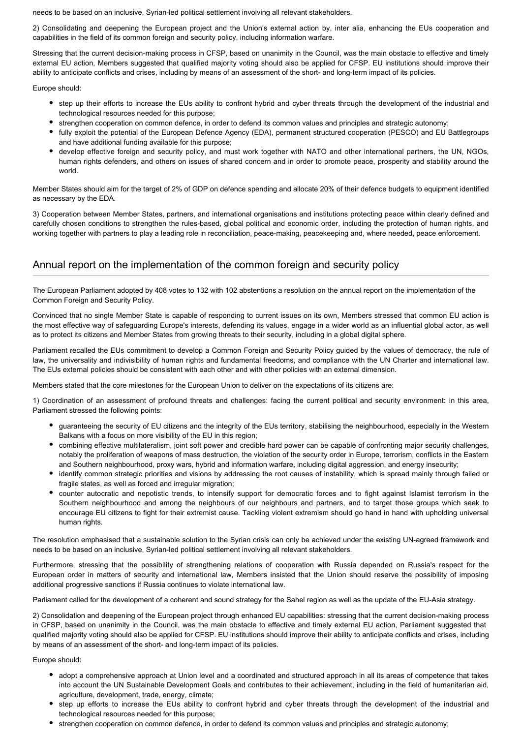needs to be based on an inclusive, Syrian-led political settlement involving all relevant stakeholders.

2) Consolidating and deepening the European project and the Union's external action by, inter alia, enhancing the EUs cooperation and capabilities in the field of its common foreign and security policy, including information warfare.

Stressing that the current decision-making process in CFSP, based on unanimity in the Council, was the main obstacle to effective and timely external EU action, Members suggested that qualified majority voting should also be applied for CFSP. EU institutions should improve their ability to anticipate conflicts and crises, including by means of an assessment of the short- and long-term impact of its policies.

Europe should:

- step up their efforts to increase the EUs ability to confront hybrid and cyber threats through the development of the industrial and technological resources needed for this purpose;
- strengthen cooperation on common defence, in order to defend its common values and principles and strategic autonomy;
- fully exploit the potential of the European Defence Agency (EDA), permanent structured cooperation (PESCO) and EU Battlegroups and have additional funding available for this purpose;
- develop effective foreign and security policy, and must work together with NATO and other international partners, the UN, NGOs, human rights defenders, and others on issues of shared concern and in order to promote peace, prosperity and stability around the world.

Member States should aim for the target of 2% of GDP on defence spending and allocate 20% of their defence budgets to equipment identified as necessary by the EDA.

3) Cooperation between Member States, partners, and international organisations and institutions protecting peace within clearly defined and carefully chosen conditions to strengthen the rules-based, global political and economic order, including the protection of human rights, and working together with partners to play a leading role in reconciliation, peace-making, peacekeeping and, where needed, peace enforcement.

## Annual report on the implementation of the common foreign and security policy

The European Parliament adopted by 408 votes to 132 with 102 abstentions a resolution on the annual report on the implementation of the Common Foreign and Security Policy.

Convinced that no single Member State is capable of responding to current issues on its own, Members stressed that common EU action is the most effective way of safeguarding Europe's interests, defending its values, engage in a wider world as an influential global actor, as well as to protect its citizens and Member States from growing threats to their security, including in a global digital sphere.

Parliament recalled the EUs commitment to develop a Common Foreign and Security Policy guided by the values of democracy, the rule of law, the universality and indivisibility of human rights and fundamental freedoms, and compliance with the UN Charter and international law. The EUs external policies should be consistent with each other and with other policies with an external dimension.

Members stated that the core milestones for the European Union to deliver on the expectations of its citizens are:

1) Coordination of an assessment of profound threats and challenges: facing the current political and security environment: in this area, Parliament stressed the following points:

- guaranteeing the security of EU citizens and the integrity of the EUs territory, stabilising the neighbourhood, especially in the Western Balkans with a focus on more visibility of the EU in this region;
- combining effective multilateralism, joint soft power and credible hard power can be capable of confronting major security challenges, notably the proliferation of weapons of mass destruction, the violation of the security order in Europe, terrorism, conflicts in the Eastern and Southern neighbourhood, proxy wars, hybrid and information warfare, including digital aggression, and energy insecurity;
- identify common strategic priorities and visions by addressing the root causes of instability, which is spread mainly through failed or fragile states, as well as forced and irregular migration;
- counter autocratic and nepotistic trends, to intensify support for democratic forces and to fight against Islamist terrorism in the Southern neighbourhood and among the neighbours of our neighbours and partners, and to target those groups which seek to encourage EU citizens to fight for their extremist cause. Tackling violent extremism should go hand in hand with upholding universal human rights.

The resolution emphasised that a sustainable solution to the Syrian crisis can only be achieved under the existing UN-agreed framework and needs to be based on an inclusive, Syrian-led political settlement involving all relevant stakeholders.

Furthermore, stressing that the possibility of strengthening relations of cooperation with Russia depended on Russia's respect for the European order in matters of security and international law, Members insisted that the Union should reserve the possibility of imposing additional progressive sanctions if Russia continues to violate international law.

Parliament called for the development of a coherent and sound strategy for the Sahel region as well as the update of the EU-Asia strategy.

2) Consolidation and deepening of the European project through enhanced EU capabilities: stressing that the current decision-making process in CFSP, based on unanimity in the Council, was the main obstacle to effective and timely external EU action, Parliament suggested that qualified majority voting should also be applied for CFSP. EU institutions should improve their ability to anticipate conflicts and crises, including by means of an assessment of the short- and long-term impact of its policies.

Europe should:

- adopt a comprehensive approach at Union level and a coordinated and structured approach in all its areas of competence that takes into account the UN Sustainable Development Goals and contributes to their achievement, including in the field of humanitarian aid, agriculture, development, trade, energy, climate;
- step up efforts to increase the EUs ability to confront hybrid and cyber threats through the development of the industrial and technological resources needed for this purpose;
- strengthen cooperation on common defence, in order to defend its common values and principles and strategic autonomy;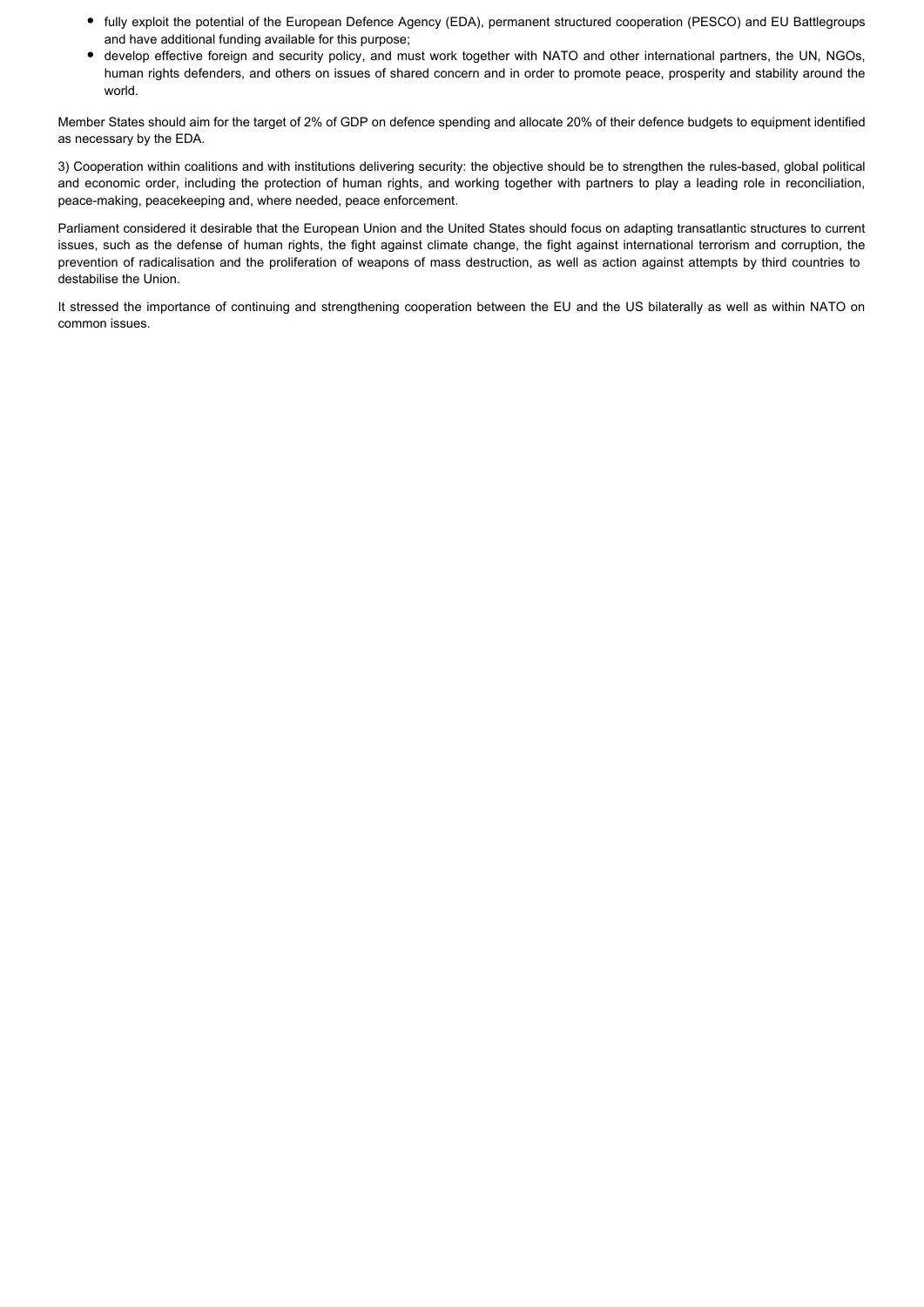- fully exploit the potential of the European Defence Agency (EDA), permanent structured cooperation (PESCO) and EU Battlegroups and have additional funding available for this purpose;
- develop effective foreign and security policy, and must work together with NATO and other international partners, the UN, NGOs, human rights defenders, and others on issues of shared concern and in order to promote peace, prosperity and stability around the world.

Member States should aim for the target of 2% of GDP on defence spending and allocate 20% of their defence budgets to equipment identified as necessary by the EDA.

3) Cooperation within coalitions and with institutions delivering security: the objective should be to strengthen the rules-based, global political and economic order, including the protection of human rights, and working together with partners to play a leading role in reconciliation, peace-making, peacekeeping and, where needed, peace enforcement.

Parliament considered it desirable that the European Union and the United States should focus on adapting transatlantic structures to current issues, such as the defense of human rights, the fight against climate change, the fight against international terrorism and corruption, the prevention of radicalisation and the proliferation of weapons of mass destruction, as well as action against attempts by third countries to destabilise the Union.

It stressed the importance of continuing and strengthening cooperation between the EU and the US bilaterally as well as within NATO on common issues.